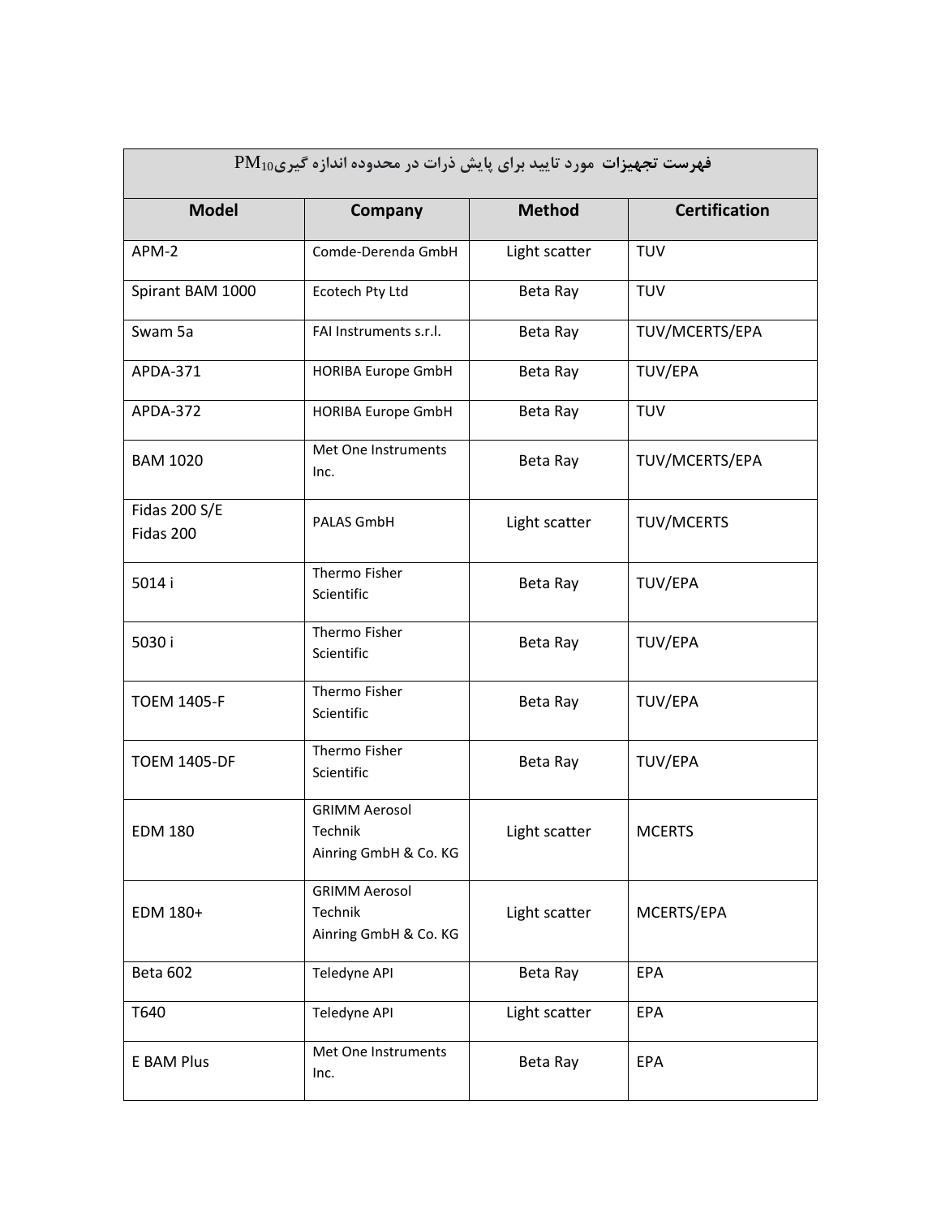| فهرست تجهیزات مورد تایید برای پایش ذرات در محدوده اندازه گیری $PM_{10}$ | | | |
|---|---|---|---|
| **Model** | **Company** | **Method** | **Certification** |
| APM-2 | Comde-Derenda GmbH | Light scatter | TUV |
| Spirant BAM 1000 | Ecotech Pty Ltd | Beta Ray | TUV |
| Swam 5a | FAI Instruments s.r.l. | Beta Ray | TUV/MCERTS/EPA |
| APDA-371 | HORIBA Europe GmbH | Beta Ray | TUV/EPA |
| APDA-372 | HORIBA Europe GmbH | Beta Ray | TUV |
| BAM 1020 | Met One Instruments Inc. | Beta Ray | TUV/MCERTS/EPA |
| Fidas 200 S/E Fidas 200 | PALAS GmbH | Light scatter | TUV/MCERTS |
| 5014 i | Thermo Fisher Scientific | Beta Ray | TUV/EPA |
| 5030 i | Thermo Fisher Scientific | Beta Ray | TUV/EPA |
| TOEM 1405-F | Thermo Fisher Scientific | Beta Ray | TUV/EPA |
| TOEM 1405-DF | Thermo Fisher Scientific | Beta Ray | TUV/EPA |
| EDM 180 | GRIMM Aerosol Technik Ainring GmbH & Co. KG | Light scatter | MCERTS |
| EDM 180+ | GRIMM Aerosol Technik Ainring GmbH & Co. KG | Light scatter | MCERTS/EPA |
| Beta 602 | Teledyne API | Beta Ray | EPA |
| T640 | Teledyne API | Light scatter | EPA |
| E BAM Plus | Met One Instruments Inc. | Beta Ray | EPA |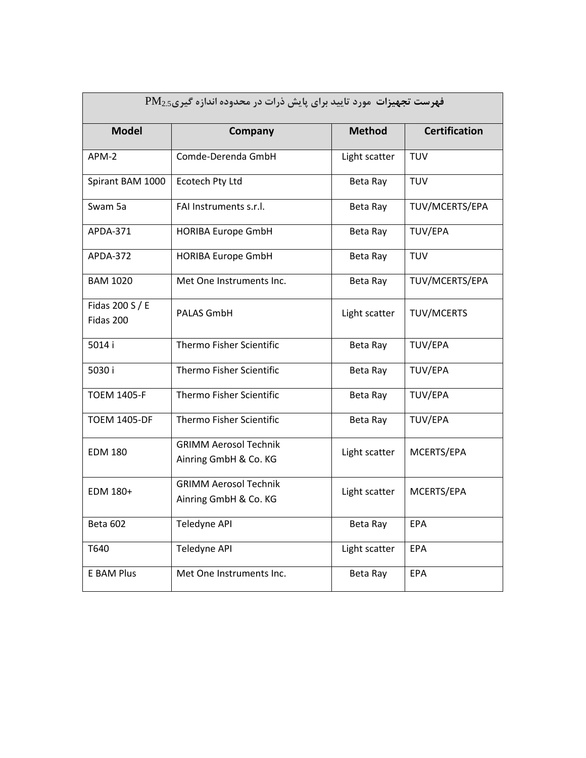| فهرست تجهیزات مورد تایید برای پایش ذرات در محدوده اندازه گیری $PM_{2.5}$ | | | |
|---|---|---|---|
| **Model** | **Company** | **Method** | **Certification** |
| APM-2 | Comde-Derenda GmbH | Light scatter | TUV |
| Spirant BAM 1000 | Ecotech Pty Ltd | Beta Ray | TUV |
| Swam 5a | FAI Instruments s.r.l. | Beta Ray | TUV/MCERTS/EPA |
| APDA-371 | HORIBA Europe GmbH | Beta Ray | TUV/EPA |
| APDA-372 | HORIBA Europe GmbH | Beta Ray | TUV |
| BAM 1020 | Met One Instruments Inc. | Beta Ray | TUV/MCERTS/EPA |
| Fidas 200 S / E Fidas 200 | PALAS GmbH | Light scatter | TUV/MCERTS |
| 5014 i | Thermo Fisher Scientific | Beta Ray | TUV/EPA |
| 5030 i | Thermo Fisher Scientific | Beta Ray | TUV/EPA |
| TOEM 1405-F | Thermo Fisher Scientific | Beta Ray | TUV/EPA |
| TOEM 1405-DF | Thermo Fisher Scientific | Beta Ray | TUV/EPA |
| EDM 180 | GRIMM Aerosol Technik Ainring GmbH & Co. KG | Light scatter | MCERTS/EPA |
| EDM 180+ | GRIMM Aerosol Technik Ainring GmbH & Co. KG | Light scatter | MCERTS/EPA |
| Beta 602 | Teledyne API | Beta Ray | EPA |
| T640 | Teledyne API | Light scatter | EPA |
| E BAM Plus | Met One Instruments Inc. | Beta Ray | EPA |